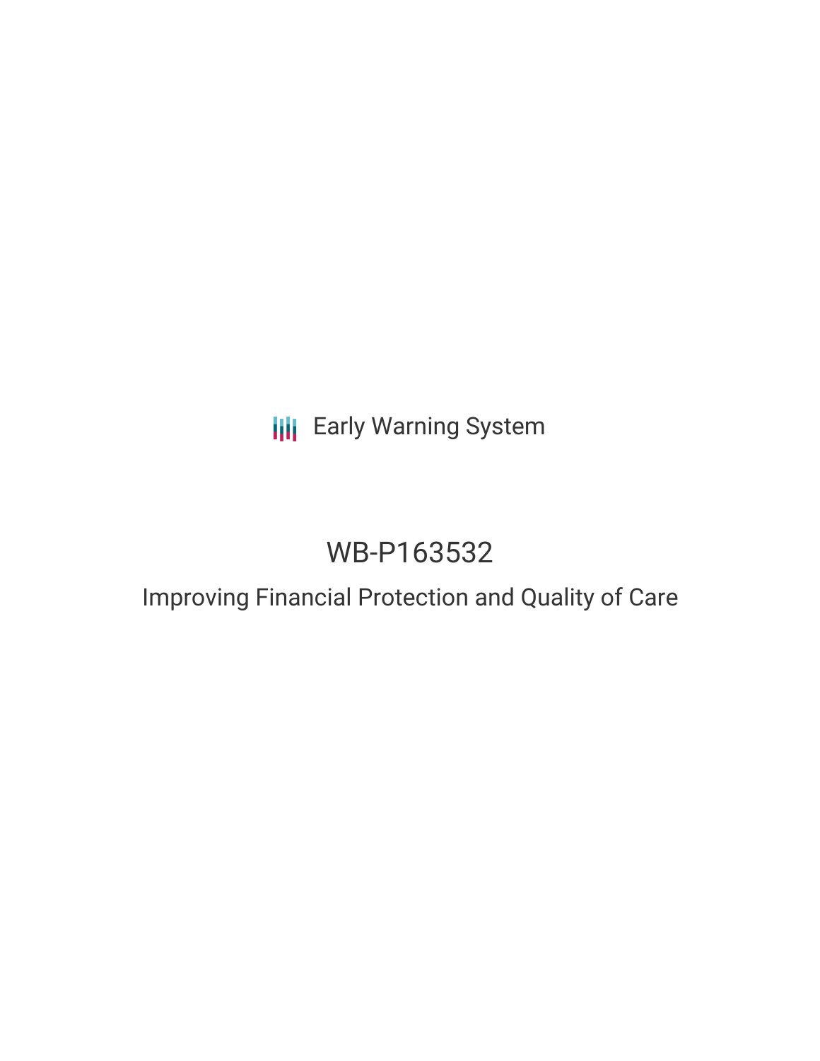Early Warning System

# WB-P163532

## Improving Financial Protection and Quality of Care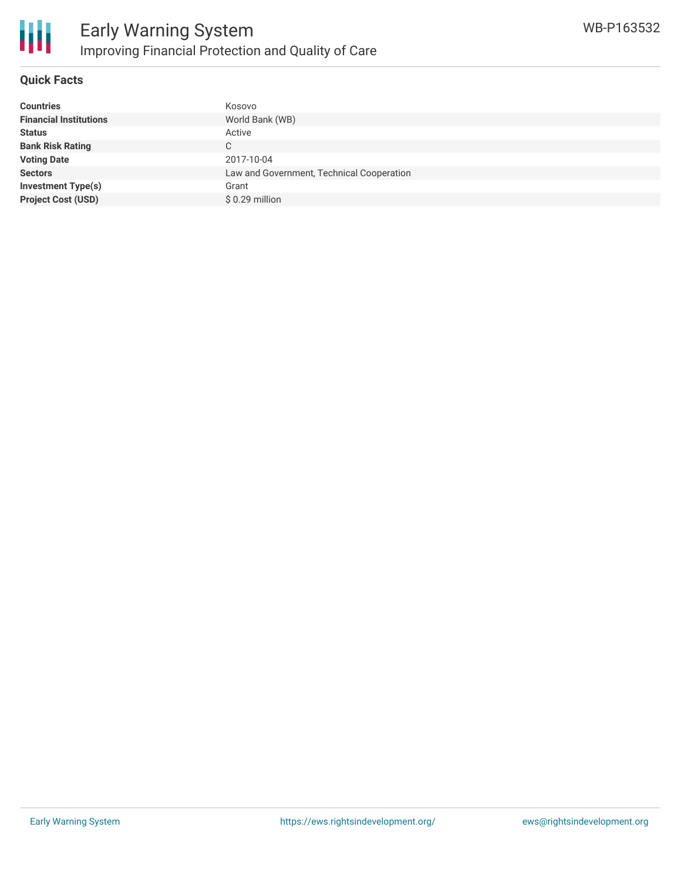# Early Warning System

## Improving Financial Protection and Quality of Care

WB-P163532

### Quick Facts

| | |
|---|---|
| **Countries** | Kosovo |
| **Financial Institutions** | World Bank (WB) |
| **Status** | Active |
| **Bank Risk Rating** | C |
| **Voting Date** | 2017-10-04 |
| **Sectors** | Law and Government, Technical Cooperation |
| **Investment Type(s)** | Grant |
| **Project Cost (USD)** | $ 0.29 million |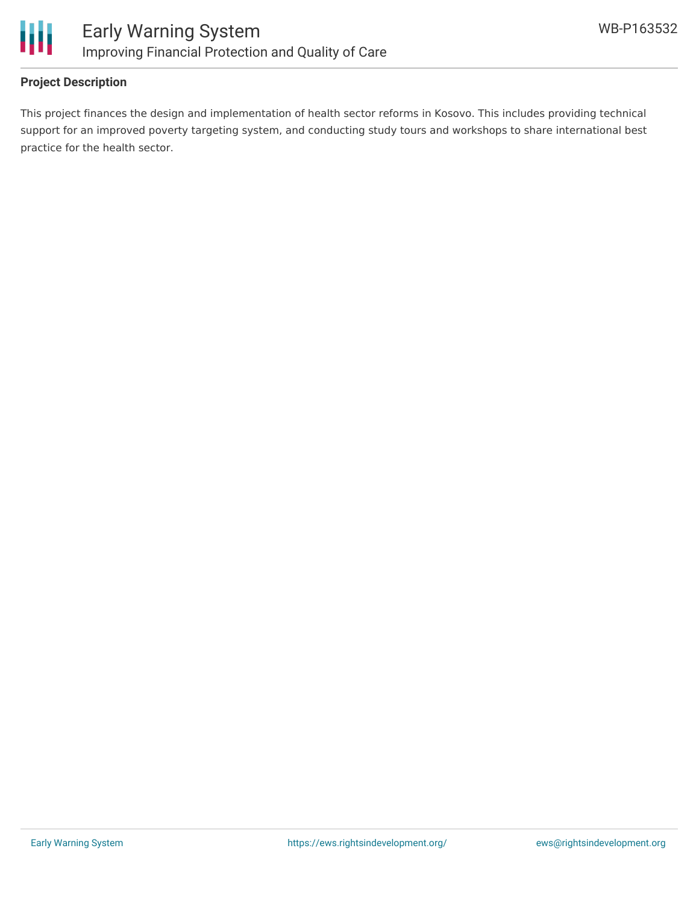**Project Description**

This project finances the design and implementation of health sector reforms in Kosovo. This includes providing technical support for an improved poverty targeting system, and conducting study tours and workshops to share international best practice for the health sector.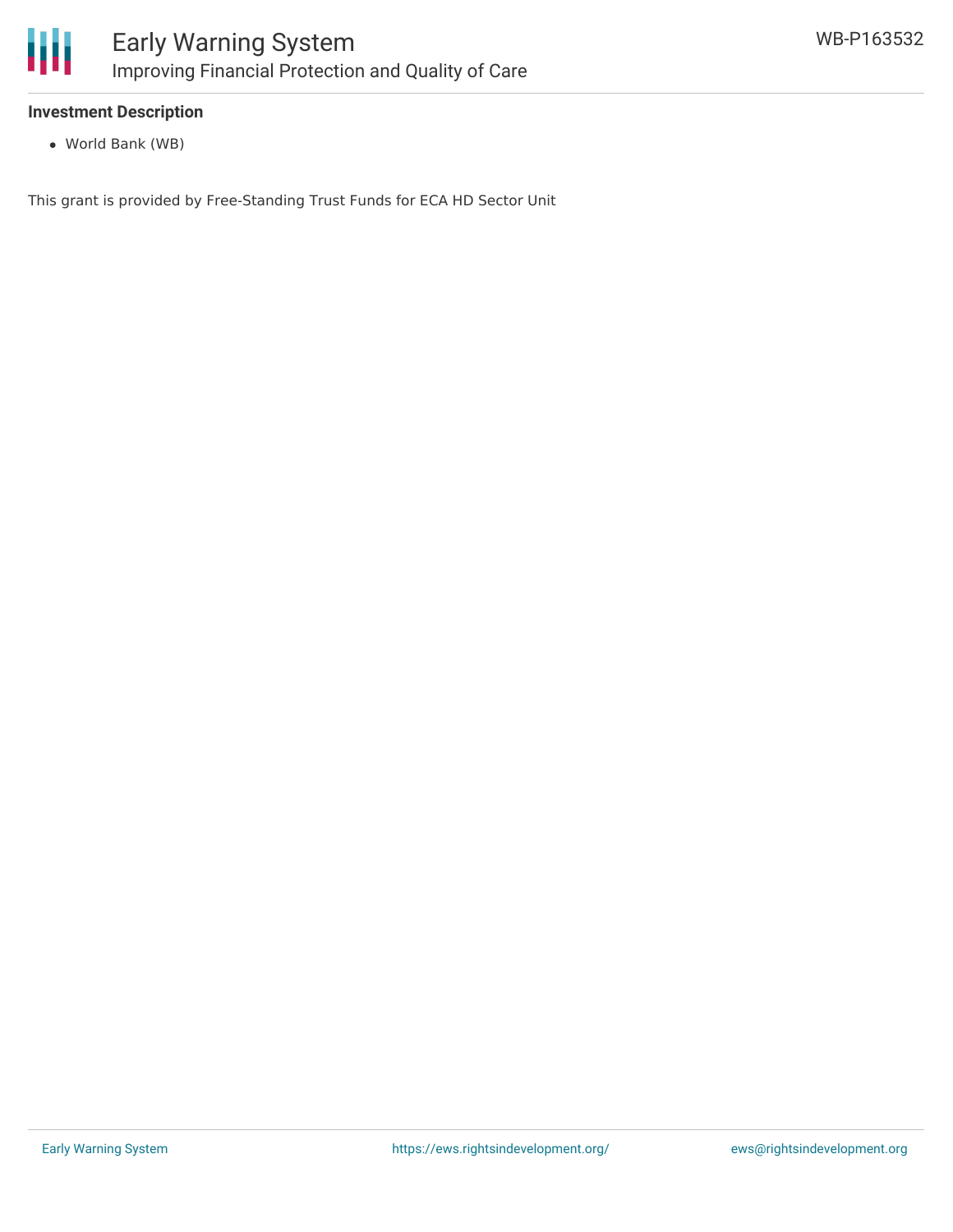### Investment Description

- World Bank (WB)

This grant is provided by Free-Standing Trust Funds for ECA HD Sector Unit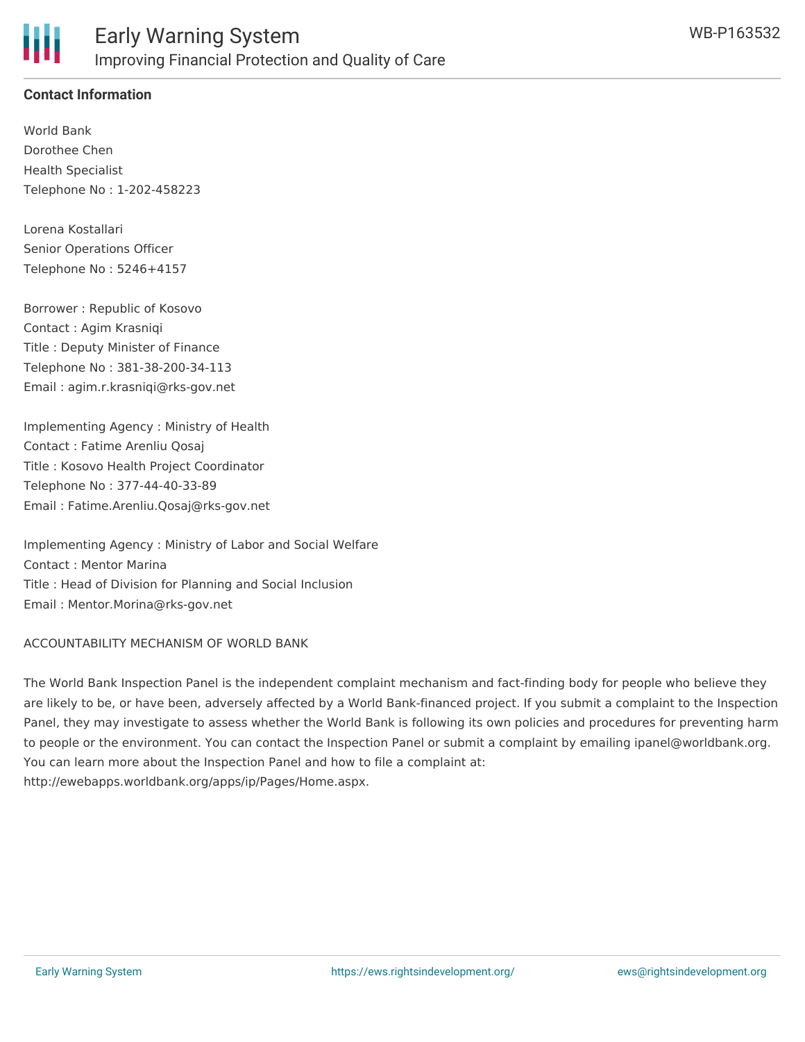**Contact Information**

World Bank
Dorothee Chen
Health Specialist
Telephone No : 1-202-458223

Lorena Kostallari
Senior Operations Officer
Telephone No : 5246+4157

Borrower : Republic of Kosovo
Contact : Agim Krasniqi
Title : Deputy Minister of Finance
Telephone No : 381-38-200-34-113
Email : agim.r.krasniqi@rks-gov.net

Implementing Agency : Ministry of Health
Contact : Fatime Arenliu Qosaj
Title : Kosovo Health Project Coordinator
Telephone No : 377-44-40-33-89
Email : Fatime.Arenliu.Qosaj@rks-gov.net

Implementing Agency : Ministry of Labor and Social Welfare
Contact : Mentor Marina
Title : Head of Division for Planning and Social Inclusion
Email : Mentor.Morina@rks-gov.net

ACCOUNTABILITY MECHANISM OF WORLD BANK

The World Bank Inspection Panel is the independent complaint mechanism and fact-finding body for people who believe they are likely to be, or have been, adversely affected by a World Bank-financed project. If you submit a complaint to the Inspection Panel, they may investigate to assess whether the World Bank is following its own policies and procedures for preventing harm to people or the environment. You can contact the Inspection Panel or submit a complaint by emailing ipanel@worldbank.org. You can learn more about the Inspection Panel and how to file a complaint at: http://ewebapps.worldbank.org/apps/ip/Pages/Home.aspx.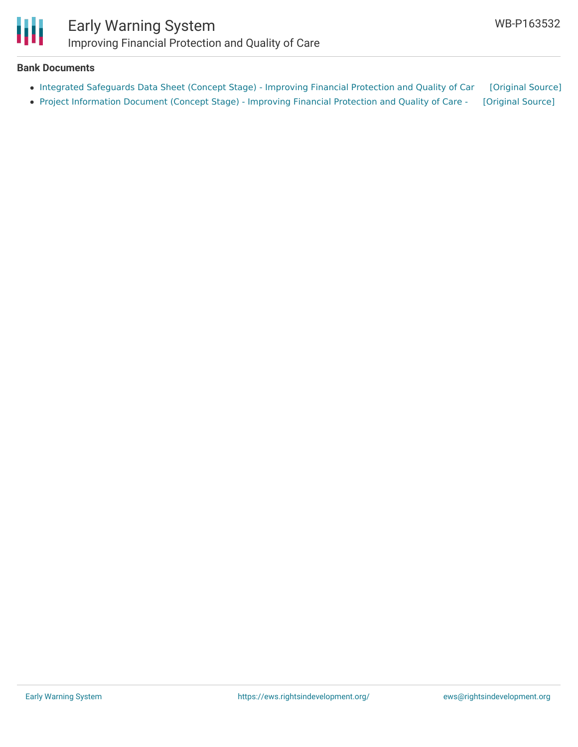### Bank Documents

- Integrated Safeguards Data Sheet (Concept Stage) - Improving Financial Protection and Quality of Car [Original Source]
- Project Information Document (Concept Stage) - Improving Financial Protection and Quality of Care - [Original Source]